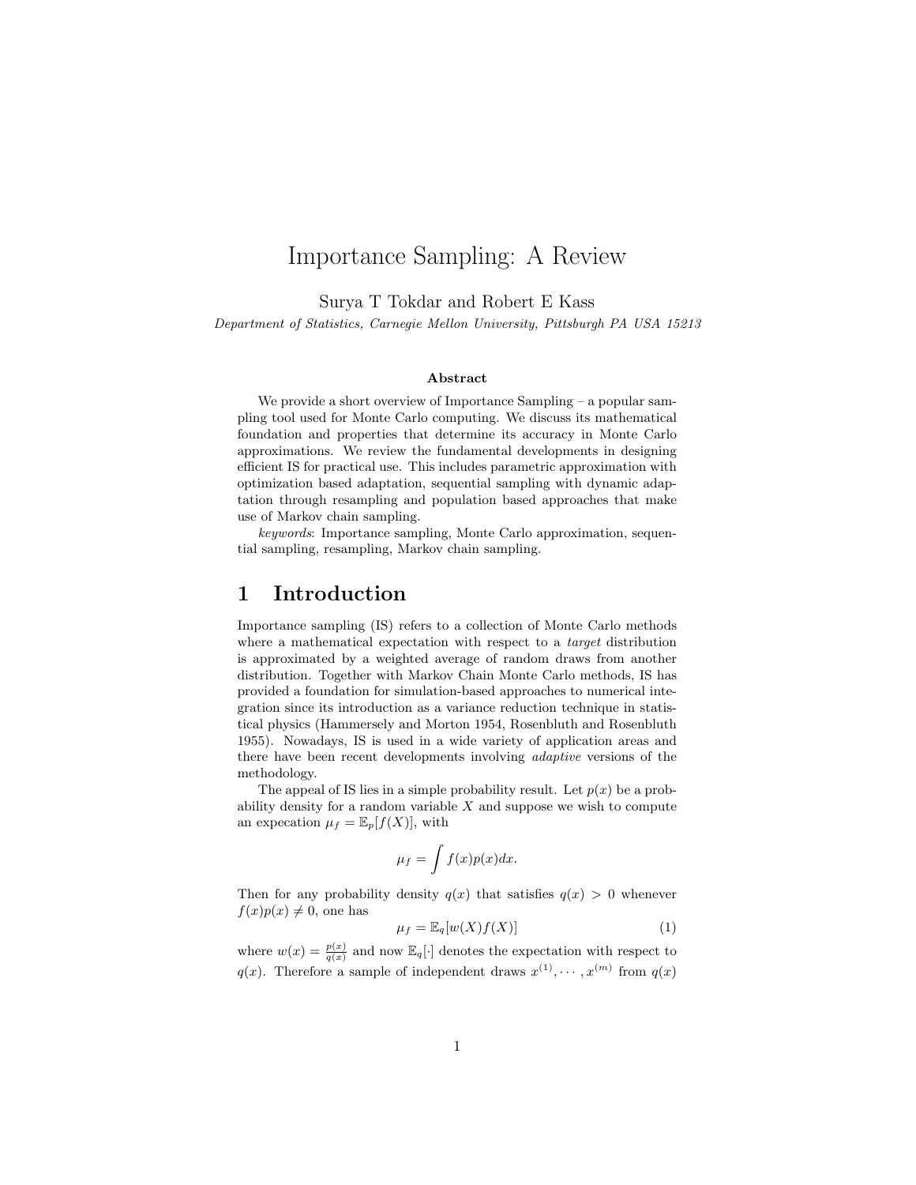# Importance Sampling: A Review

Surya T Tokdar and Robert E Kass

*Department of Statistics, Carnegie Mellon University, Pittsburgh PA USA 15213*

### Abstract

We provide a short overview of Importance Sampling – a popular sampling tool used for Monte Carlo computing. We discuss its mathematical foundation and properties that determine its accuracy in Monte Carlo approximations. We review the fundamental developments in designing efficient IS for practical use. This includes parametric approximation with optimization based adaptation, sequential sampling with dynamic adaptation through resampling and population based approaches that make use of Markov chain sampling.

*keywords*: Importance sampling, Monte Carlo approximation, sequential sampling, resampling, Markov chain sampling.

## 1 Introduction

Importance sampling (IS) refers to a collection of Monte Carlo methods where a mathematical expectation with respect to a *target* distribution is approximated by a weighted average of random draws from another distribution. Together with Markov Chain Monte Carlo methods, IS has provided a foundation for simulation-based approaches to numerical integration since its introduction as a variance reduction technique in statistical physics (Hammersely and Morton 1954, Rosenbluth and Rosenbluth 1955). Nowadays, IS is used in a wide variety of application areas and there have been recent developments involving *adaptive* versions of the methodology.

The appeal of IS lies in a simple probability result. Let $p(x)$ be a probability density for a random variable $X$ and suppose we wish to compute an expecation $\mu_f = \mathbb{E}_p[f(X)]$, with

$$\mu_f = \int f(x)p(x)dx.$$

Then for any probability density $q(x)$ that satisfies $q(x) > 0$ whenever $f(x)p(x) \neq 0$, one has

$$\mu_f = \mathbb{E}_q[w(X)f(X)] \tag{1}$$

where $w(x) = \frac{p(x)}{q(x)}$ and now $\mathbb{E}_q[\cdot]$ denotes the expectation with respect to $q(x)$. Therefore a sample of independent draws $x^{(1)}, \cdots, x^{(m)}$ from $q(x)$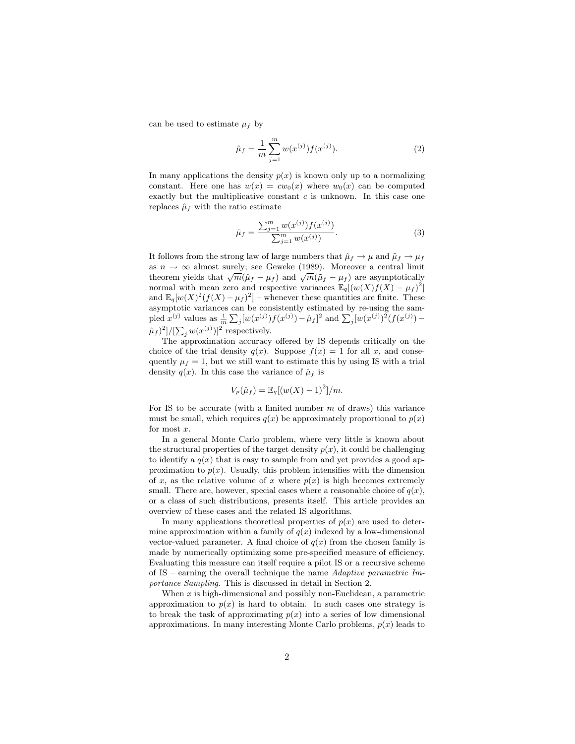can be used to estimate $\mu_f$ by

$$\hat{\mu}_f = \frac{1}{m}\sum_{j=1}^{m} w(x^{(j)}) f(x^{(j)}). \tag{2}$$

In many applications the density $p(x)$ is known only up to a normalizing constant. Here one has $w(x) = cw_0(x)$ where $w_0(x)$ can be computed exactly but the multiplicative constant $c$ is unknown. In this case one replaces $\hat{\mu}_f$ with the ratio estimate

$$\tilde{\mu}_f = \frac{\sum_{j=1}^{m} w(x^{(j)}) f(x^{(j)})}{\sum_{j=1}^{m} w(x^{(j)})}. \tag{3}$$

It follows from the strong law of large numbers that $\hat{\mu}_f \to \mu$ and $\tilde{\mu}_f \to \mu_f$ as $n \to \infty$ almost surely; see Geweke (1989). Moreover a central limit theorem yields that $\sqrt{m}(\hat{\mu}_f - \mu_f)$ and $\sqrt{m}(\tilde{\mu}_f - \mu_f)$ are asymptotically normal with mean zero and respective variances $\mathbb{E}_q[(w(X)f(X) - \mu_f)^2]$ and $\mathbb{E}_q[w(X)^2(f(X) - \mu_f)^2]$ – whenever these quantities are finite. These asymptotic variances can be consistently estimated by re-using the sampled $x^{(j)}$ values as $\frac{1}{m}\sum_j [w(x^{(j)})f(x^{(j)}) - \hat{\mu}_f]^2$ and $\sum_j [w(x^{(j)})^2(f(x^{(j)}) - \tilde{\mu}_f)^2]/[\sum_j w(x^{(j)})]^2$ respectively.

The approximation accuracy offered by IS depends critically on the choice of the trial density $q(x)$. Suppose $f(x) = 1$ for all $x$, and consequently $\mu_f = 1$, but we still want to estimate this by using IS with a trial density $q(x)$. In this case the variance of $\hat{\mu}_f$ is

$$V_p(\hat{\mu}_f) = \mathbb{E}_q[(w(X) - 1)^2]/m.$$

For IS to be accurate (with a limited number $m$ of draws) this variance must be small, which requires $q(x)$ be approximately proportional to $p(x)$ for most $x$.

In a general Monte Carlo problem, where very little is known about the structural properties of the target density $p(x)$, it could be challenging to identify a $q(x)$ that is easy to sample from and yet provides a good approximation to $p(x)$. Usually, this problem intensifies with the dimension of $x$, as the relative volume of $x$ where $p(x)$ is high becomes extremely small. There are, however, special cases where a reasonable choice of $q(x)$, or a class of such distributions, presents itself. This article provides an overview of these cases and the related IS algorithms.

In many applications theoretical properties of $p(x)$ are used to determine approximation within a family of $q(x)$ indexed by a low-dimensional vector-valued parameter. A final choice of $q(x)$ from the chosen family is made by numerically optimizing some pre-specified measure of efficiency. Evaluating this measure can itself require a pilot IS or a recursive scheme of IS – earning the overall technique the name *Adaptive parametric Importance Sampling*. This is discussed in detail in Section 2.

When $x$ is high-dimensional and possibly non-Euclidean, a parametric approximation to $p(x)$ is hard to obtain. In such cases one strategy is to break the task of approximating $p(x)$ into a series of low dimensional approximations. In many interesting Monte Carlo problems, $p(x)$ leads to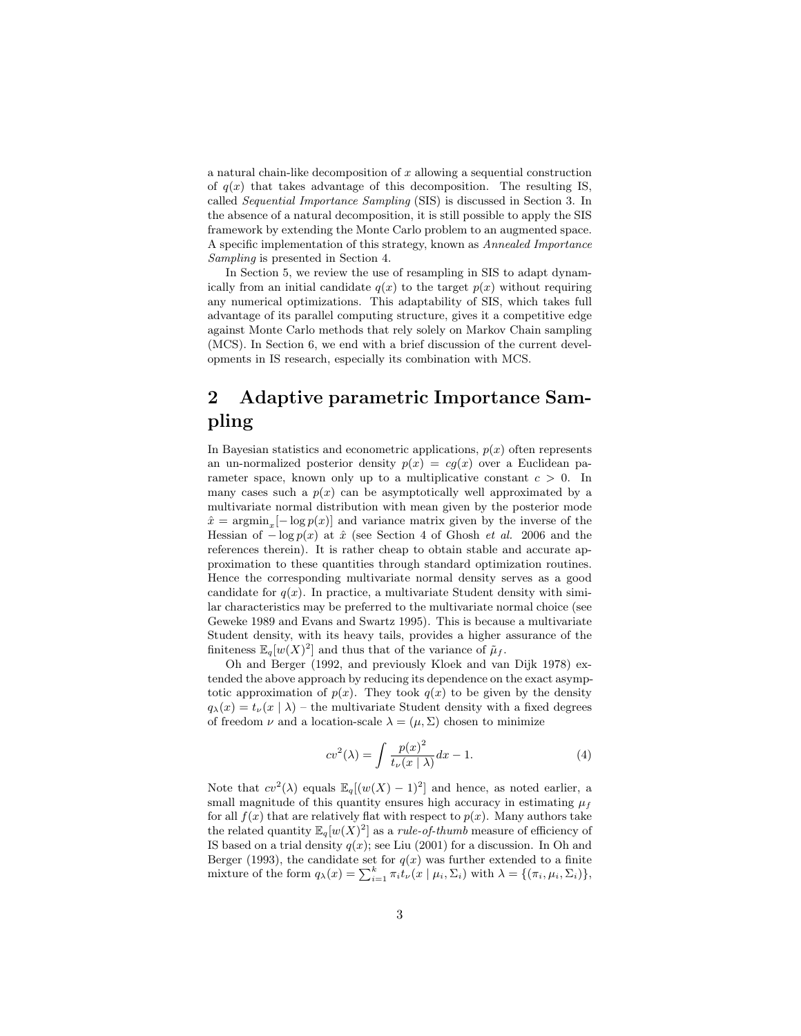a natural chain-like decomposition of $x$ allowing a sequential construction of $q(x)$ that takes advantage of this decomposition. The resulting IS, called *Sequential Importance Sampling* (SIS) is discussed in Section 3. In the absence of a natural decomposition, it is still possible to apply the SIS framework by extending the Monte Carlo problem to an augmented space. A specific implementation of this strategy, known as *Annealed Importance Sampling* is presented in Section 4.

In Section 5, we review the use of resampling in SIS to adapt dynamically from an initial candidate $q(x)$ to the target $p(x)$ without requiring any numerical optimizations. This adaptability of SIS, which takes full advantage of its parallel computing structure, gives it a competitive edge against Monte Carlo methods that rely solely on Markov Chain sampling (MCS). In Section 6, we end with a brief discussion of the current developments in IS research, especially its combination with MCS.

## 2 Adaptive parametric Importance Sampling

In Bayesian statistics and econometric applications, $p(x)$ often represents an un-normalized posterior density $p(x) = cg(x)$ over a Euclidean parameter space, known only up to a multiplicative constant $c > 0$. In many cases such a $p(x)$ can be asymptotically well approximated by a multivariate normal distribution with mean given by the posterior mode $\hat{x} = \text{argmin}_x[-\log p(x)]$ and variance matrix given by the inverse of the Hessian of $-\log p(x)$ at $\hat{x}$ (see Section 4 of Ghosh *et al.* 2006 and the references therein). It is rather cheap to obtain stable and accurate approximation to these quantities through standard optimization routines. Hence the corresponding multivariate normal density serves as a good candidate for $q(x)$. In practice, a multivariate Student density with similar characteristics may be preferred to the multivariate normal choice (see Geweke 1989 and Evans and Swartz 1995). This is because a multivariate Student density, with its heavy tails, provides a higher assurance of the finiteness $\mathbb{E}_q[w(X)^2]$ and thus that of the variance of $\tilde{\mu}_f$.

Oh and Berger (1992, and previously Kloek and van Dijk 1978) extended the above approach by reducing its dependence on the exact asymptotic approximation of $p(x)$. They took $q(x)$ to be given by the density $q_\lambda(x) = t_\nu(x \mid \lambda)$ – the multivariate Student density with a fixed degrees of freedom $\nu$ and a location-scale $\lambda = (\mu, \Sigma)$ chosen to minimize

$$cv^2(\lambda) = \int \frac{p(x)^2}{t_\nu(x \mid \lambda)} dx - 1. \tag{4}$$

Note that $cv^2(\lambda)$ equals $\mathbb{E}_q[(w(X) - 1)^2]$ and hence, as noted earlier, a small magnitude of this quantity ensures high accuracy in estimating $\mu_f$ for all $f(x)$ that are relatively flat with respect to $p(x)$. Many authors take the related quantity $\mathbb{E}_q[w(X)^2]$ as a *rule-of-thumb* measure of efficiency of IS based on a trial density $q(x)$; see Liu (2001) for a discussion. In Oh and Berger (1993), the candidate set for $q(x)$ was further extended to a finite mixture of the form $q_\lambda(x) = \sum_{i=1}^{k} \pi_i t_\nu(x \mid \mu_i, \Sigma_i)$ with $\lambda = \{(\pi_i, \mu_i, \Sigma_i)\}$,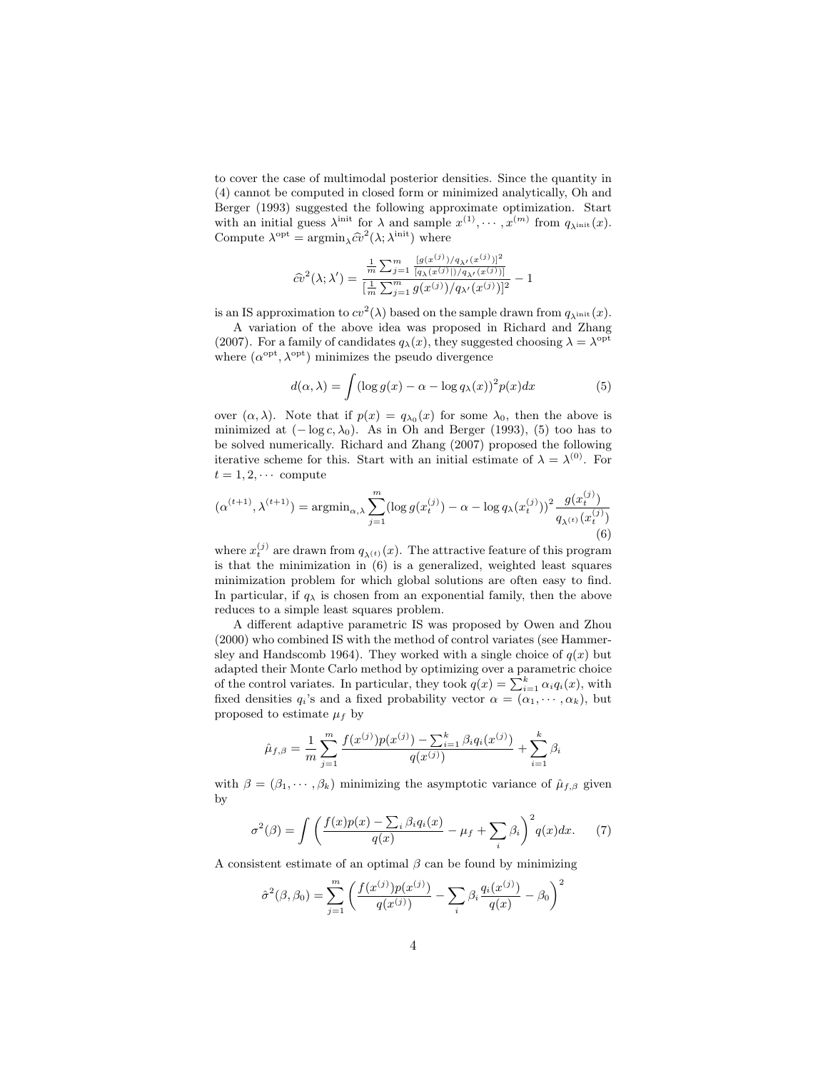to cover the case of multimodal posterior densities. Since the quantity in (4) cannot be computed in closed form or minimized analytically, Oh and Berger (1993) suggested the following approximate optimization. Start with an initial guess $\lambda^{\text{init}}$ for $\lambda$ and sample $x^{(1)}, \cdots, x^{(m)}$ from $q_{\lambda^{\text{init}}}(x)$. Compute $\lambda^{\text{opt}} = \text{argmin}_\lambda \widehat{cv}^2(\lambda; \lambda^{\text{init}})$ where

$$\widehat{cv}^2(\lambda; \lambda') = \frac{\frac{1}{m}\sum_{j=1}^m \frac{[g(x^{(j)})/q_{\lambda'}(x^{(j)})]^2}{[q_\lambda(x^{(j)}])/q_{\lambda'}(x^{(j)})]}}{[\frac{1}{m}\sum_{j=1}^m g(x^{(j)})/q_{\lambda'}(x^{(j)})]^2} - 1$$

is an IS approximation to $cv^2(\lambda)$ based on the sample drawn from $q_{\lambda^{\text{init}}}(x)$.

A variation of the above idea was proposed in Richard and Zhang (2007). For a family of candidates $q_\lambda(x)$, they suggested choosing $\lambda = \lambda^{\text{opt}}$ where $(\alpha^{\text{opt}}, \lambda^{\text{opt}})$ minimizes the pseudo divergence

$$d(\alpha, \lambda) = \int (\log g(x) - \alpha - \log q_\lambda(x))^2 p(x) dx \tag{5}$$

over $(\alpha, \lambda)$. Note that if $p(x) = q_{\lambda_0}(x)$ for some $\lambda_0$, then the above is minimized at $(-\log c, \lambda_0)$. As in Oh and Berger (1993), (5) too has to be solved numerically. Richard and Zhang (2007) proposed the following iterative scheme for this. Start with an initial estimate of $\lambda = \lambda^{(0)}$. For $t = 1, 2, \cdots$ compute

$$(\alpha^{(t+1)}, \lambda^{(t+1)}) = \text{argmin}_{\alpha,\lambda} \sum_{j=1}^m (\log g(x_t^{(j)}) - \alpha - \log q_\lambda(x_t^{(j)}))^2 \frac{g(x_t^{(j)})}{q_{\lambda^{(t)}}(x_t^{(j)})} \tag{6}$$

where $x_t^{(j)}$ are drawn from $q_{\lambda^{(t)}}(x)$. The attractive feature of this program is that the minimization in (6) is a generalized, weighted least squares minimization problem for which global solutions are often easy to find. In particular, if $q_\lambda$ is chosen from an exponential family, then the above reduces to a simple least squares problem.

A different adaptive parametric IS was proposed by Owen and Zhou (2000) who combined IS with the method of control variates (see Hammersley and Handscomb 1964). They worked with a single choice of $q(x)$ but adapted their Monte Carlo method by optimizing over a parametric choice of the control variates. In particular, they took $q(x) = \sum_{i=1}^k \alpha_i q_i(x)$, with fixed densities $q_i$'s and a fixed probability vector $\alpha = (\alpha_1, \cdots, \alpha_k)$, but proposed to estimate $\mu_f$ by

$$\hat{\mu}_{f,\beta} = \frac{1}{m}\sum_{j=1}^m \frac{f(x^{(j)})p(x^{(j)}) - \sum_{i=1}^k \beta_i q_i(x^{(j)})}{q(x^{(j)})} + \sum_{i=1}^k \beta_i$$

with $\beta = (\beta_1, \cdots, \beta_k)$ minimizing the asymptotic variance of $\hat{\mu}_{f,\beta}$ given by

$$\sigma^2(\beta) = \int \left( \frac{f(x)p(x) - \sum_i \beta_i q_i(x)}{q(x)} - \mu_f + \sum_i \beta_i \right)^2 q(x) dx. \tag{7}$$

A consistent estimate of an optimal $\beta$ can be found by minimizing

$$\hat{\sigma}^2(\beta, \beta_0) = \sum_{j=1}^m \left( \frac{f(x^{(j)})p(x^{(j)})}{q(x^{(j)})} - \sum_i \beta_i \frac{q_i(x^{(j)})}{q(x)} - \beta_0 \right)^2$$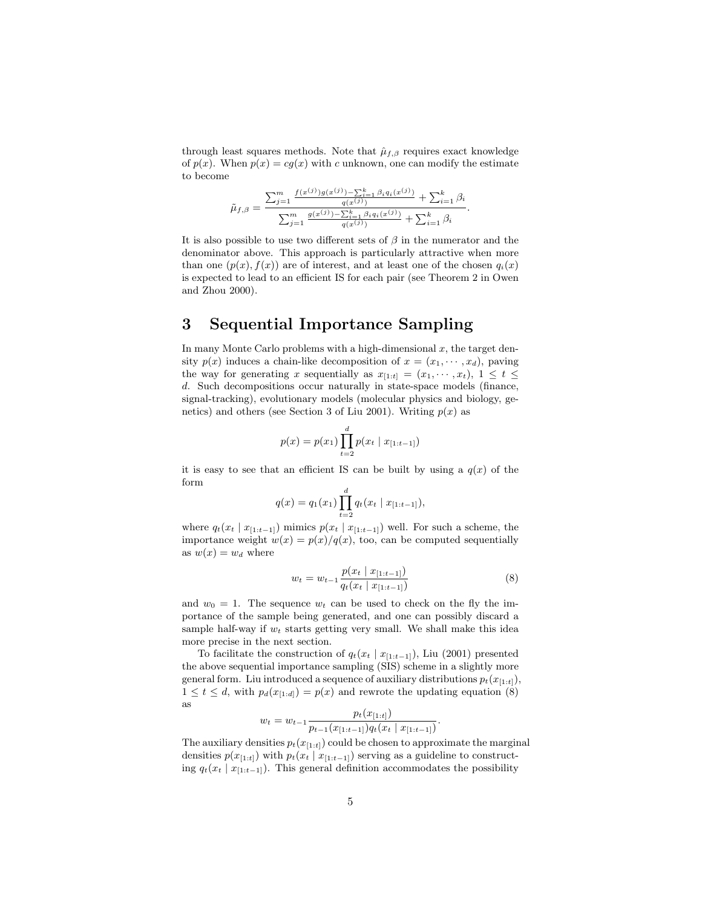through least squares methods. Note that $\hat{\mu}_{f,\beta}$ requires exact knowledge of $p(x)$. When $p(x) = cg(x)$ with $c$ unknown, one can modify the estimate to become

$$\tilde{\mu}_{f,\beta} = \frac{\sum_{j=1}^{m} \frac{f(x^{(j)})g(x^{(j)}) - \sum_{i=1}^{k} \beta_i q_i(x^{(j)})}{q(x^{(j)})} + \sum_{i=1}^{k} \beta_i}{\sum_{j=1}^{m} \frac{g(x^{(j)}) - \sum_{i=1}^{k} \beta_i q_i(x^{(j)})}{q(x^{(j)})} + \sum_{i=1}^{k} \beta_i}.$$

It is also possible to use two different sets of $\beta$ in the numerator and the denominator above. This approach is particularly attractive when more than one $(p(x), f(x))$ are of interest, and at least one of the chosen $q_i(x)$ is expected to lead to an efficient IS for each pair (see Theorem 2 in Owen and Zhou 2000).

# 3 Sequential Importance Sampling

In many Monte Carlo problems with a high-dimensional $x$, the target density $p(x)$ induces a chain-like decomposition of $x = (x_1, \cdots, x_d)$, paving the way for generating $x$ sequentially as $x_{[1:t]} = (x_1, \cdots, x_t)$, $1 \le t \le d$. Such decompositions occur naturally in state-space models (finance, signal-tracking), evolutionary models (molecular physics and biology, genetics) and others (see Section 3 of Liu 2001). Writing $p(x)$ as

$$p(x) = p(x_1) \prod_{t=2}^{d} p(x_t \mid x_{[1:t-1]})$$

it is easy to see that an efficient IS can be built by using a $q(x)$ of the form

$$q(x) = q_1(x_1) \prod_{t=2}^{d} q_t(x_t \mid x_{[1:t-1]}),$$

where $q_t(x_t \mid x_{[1:t-1]})$ mimics $p(x_t \mid x_{[1:t-1]})$ well. For such a scheme, the importance weight $w(x) = p(x)/q(x)$, too, can be computed sequentially as $w(x) = w_d$ where

$$w_t = w_{t-1} \frac{p(x_t \mid x_{[1:t-1]})}{q_t(x_t \mid x_{[1:t-1]})} \tag{8}$$

and $w_0 = 1$. The sequence $w_t$ can be used to check on the fly the importance of the sample being generated, and one can possibly discard a sample half-way if $w_t$ starts getting very small. We shall make this idea more precise in the next section.

To facilitate the construction of $q_t(x_t \mid x_{[1:t-1]})$, Liu (2001) presented the above sequential importance sampling (SIS) scheme in a slightly more general form. Liu introduced a sequence of auxiliary distributions $p_t(x_{[1:t]})$, $1 \le t \le d$, with $p_d(x_{[1:d]}) = p(x)$ and rewrote the updating equation (8) as

$$w_t = w_{t-1} \frac{p_t(x_{[1:t]})}{p_{t-1}(x_{[1:t-1]}) q_t(x_t \mid x_{[1:t-1]})}.$$

The auxiliary densities $p_t(x_{[1:t]})$ could be chosen to approximate the marginal densities $p(x_{[1:t]})$ with $p_t(x_t \mid x_{[1:t-1]})$ serving as a guideline to constructing $q_t(x_t \mid x_{[1:t-1]})$. This general definition accommodates the possibility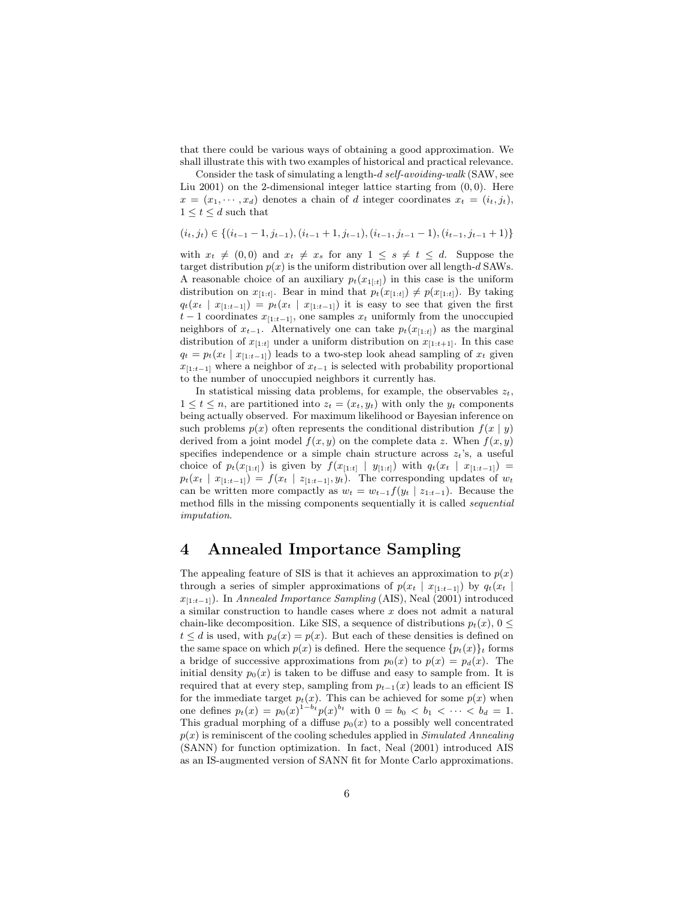that there could be various ways of obtaining a good approximation. We shall illustrate this with two examples of historical and practical relevance.

Consider the task of simulating a length-$d$ *self-avoiding-walk* (SAW, see Liu 2001) on the 2-dimensional integer lattice starting from $(0,0)$. Here $x = (x_1, \cdots, x_d)$ denotes a chain of $d$ integer coordinates $x_t = (i_t, j_t)$, $1 \le t \le d$ such that

$$(i_t, j_t) \in \{(i_{t-1}-1, j_{t-1}), (i_{t-1}+1, j_{t-1}), (i_{t-1}, j_{t-1}-1), (i_{t-1}, j_{t-1}+1)\}$$

with $x_t \neq (0,0)$ and $x_t \neq x_s$ for any $1 \le s \neq t \le d$. Suppose the target distribution $p(x)$ is the uniform distribution over all length-$d$ SAWs. A reasonable choice of an auxiliary $p_t(x_{1[:t]})$ in this case is the uniform distribution on $x_{[1:t]}$. Bear in mind that $p_t(x_{[1:t]}) \neq p(x_{[1:t]})$. By taking $q_t(x_t \mid x_{[1:t-1]}) = p_t(x_t \mid x_{[1:t-1]})$ it is easy to see that given the first $t-1$ coordinates $x_{[1:t-1]}$, one samples $x_t$ uniformly from the unoccupied neighbors of $x_{t-1}$. Alternatively one can take $p_t(x_{[1:t]})$ as the marginal distribution of $x_{[1:t]}$ under a uniform distribution on $x_{[1:t+1]}$. In this case $q_t = p_t(x_t \mid x_{[1:t-1]})$ leads to a two-step look ahead sampling of $x_t$ given $x_{[1:t-1]}$ where a neighbor of $x_{t-1}$ is selected with probability proportional to the number of unoccupied neighbors it currently has.

In statistical missing data problems, for example, the observables $z_t$, $1 \le t \le n$, are partitioned into $z_t = (x_t, y_t)$ with only the $y_t$ components being actually observed. For maximum likelihood or Bayesian inference on such problems $p(x)$ often represents the conditional distribution $f(x \mid y)$ derived from a joint model $f(x, y)$ on the complete data $z$. When $f(x, y)$ specifies independence or a simple chain structure across $z_t$'s, a useful choice of $p_t(x_{[1:t]})$ is given by $f(x_{[1:t]} \mid y_{[1:t]})$ with $q_t(x_t \mid x_{[1:t-1]}) = p_t(x_t \mid x_{[1:t-1]}) = f(x_t \mid z_{[1:t-1]}, y_t)$. The corresponding updates of $w_t$ can be written more compactly as $w_t = w_{t-1} f(y_t \mid z_{1:t-1})$. Because the method fills in the missing components sequentially it is called *sequential imputation*.

# 4 Annealed Importance Sampling

The appealing feature of SIS is that it achieves an approximation to $p(x)$ through a series of simpler approximations of $p(x_t \mid x_{[1:t-1]})$ by $q_t(x_t \mid x_{[1:t-1]})$. In *Annealed Importance Sampling* (AIS), Neal (2001) introduced a similar construction to handle cases where $x$ does not admit a natural chain-like decomposition. Like SIS, a sequence of distributions $p_t(x)$, $0 \le t \le d$ is used, with $p_d(x) = p(x)$. But each of these densities is defined on the same space on which $p(x)$ is defined. Here the sequence $\{p_t(x)\}_t$ forms a bridge of successive approximations from $p_0(x)$ to $p(x) = p_d(x)$. The initial density $p_0(x)$ is taken to be diffuse and easy to sample from. It is required that at every step, sampling from $p_{t-1}(x)$ leads to an efficient IS for the immediate target $p_t(x)$. This can be achieved for some $p(x)$ when one defines $p_t(x) = p_0(x)^{1-b_t} p(x)^{b_t}$ with $0 = b_0 < b_1 < \cdots < b_d = 1$. This gradual morphing of a diffuse $p_0(x)$ to a possibly well concentrated $p(x)$ is reminiscent of the cooling schedules applied in *Simulated Annealing* (SANN) for function optimization. In fact, Neal (2001) introduced AIS as an IS-augmented version of SANN fit for Monte Carlo approximations.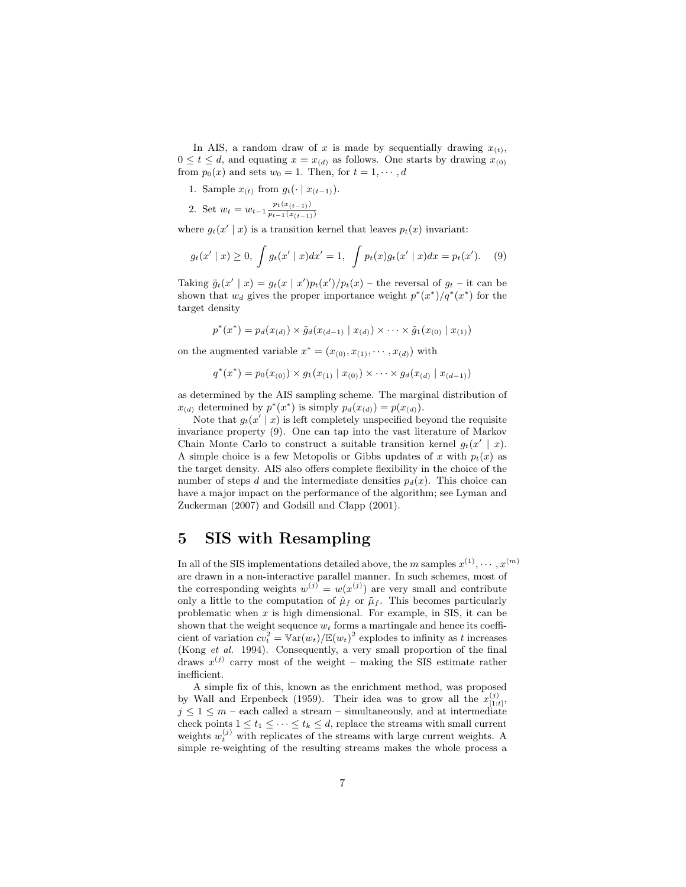In AIS, a random draw of $x$ is made by sequentially drawing $x_{(t)}$, $0 \le t \le d$, and equating $x = x_{(d)}$ as follows. One starts by drawing $x_{(0)}$ from $p_0(x)$ and sets $w_0 = 1$. Then, for $t = 1, \cdots, d$

1. Sample $x_{(t)}$ from $g_t(\cdot \mid x_{(t-1)})$.
2. Set $w_t = w_{t-1} \frac{p_t(x_{(t-1)})}{p_{t-1}(x_{(t-1)})}$

where $g_t(x' \mid x)$ is a transition kernel that leaves $p_t(x)$ invariant:

$$g_t(x' \mid x) \ge 0, \int g_t(x' \mid x) dx' = 1, \int p_t(x) g_t(x' \mid x) dx = p_t(x'). \quad (9)$$

Taking $\tilde{g}_t(x' \mid x) = g_t(x \mid x') p_t(x') / p_t(x)$ – the reversal of $g_t$ – it can be shown that $w_d$ gives the proper importance weight $p^*(x^*)/q^*(x^*)$ for the target density

$$p^*(x^*) = p_d(x_{(d)}) \times \tilde{g}_d(x_{(d-1)} \mid x_{(d)}) \times \cdots \times \tilde{g}_1(x_{(0)} \mid x_{(1)})$$

on the augmented variable $x^* = (x_{(0)}, x_{(1)}, \cdots, x_{(d)})$ with

$$q^*(x^*) = p_0(x_{(0)}) \times g_1(x_{(1)} \mid x_{(0)}) \times \cdots \times g_d(x_{(d)} \mid x_{(d-1)})$$

as determined by the AIS sampling scheme. The marginal distribution of $x_{(d)}$ determined by $p^*(x^*)$ is simply $p_d(x_{(d)}) = p(x_{(d)})$.

Note that $g_t(x' \mid x)$ is left completely unspecified beyond the requisite invariance property (9). One can tap into the vast literature of Markov Chain Monte Carlo to construct a suitable transition kernel $g_t(x' \mid x)$. A simple choice is a few Metopolis or Gibbs updates of $x$ with $p_t(x)$ as the target density. AIS also offers complete flexibility in the choice of the number of steps $d$ and the intermediate densities $p_d(x)$. This choice can have a major impact on the performance of the algorithm; see Lyman and Zuckerman (2007) and Godsill and Clapp (2001).

# 5 SIS with Resampling

In all of the SIS implementations detailed above, the $m$ samples $x^{(1)}, \cdots, x^{(m)}$ are drawn in a non-interactive parallel manner. In such schemes, most of the corresponding weights $w^{(j)} = w(x^{(j)})$ are very small and contribute only a little to the computation of $\hat{\mu}_f$ or $\tilde{\mu}_f$. This becomes particularly problematic when $x$ is high dimensional. For example, in SIS, it can be shown that the weight sequence $w_t$ forms a martingale and hence its coefficient of variation $cv_t^2 = \mathbb{V}\text{ar}(w_t)/\mathbb{E}(w_t)^2$ explodes to infinity as $t$ increases (Kong *et al.* 1994). Consequently, a very small proportion of the final draws $x^{(j)}$ carry most of the weight – making the SIS estimate rather inefficient.

A simple fix of this, known as the enrichment method, was proposed by Wall and Erpenbeck (1959). Their idea was to grow all the $x^{(j)}_{[1:t]}$, $j \le 1 \le m$ – each called a stream – simultaneously, and at intermediate check points $1 \le t_1 \le \cdots \le t_k \le d$, replace the streams with small current weights $w_t^{(j)}$ with replicates of the streams with large current weights. A simple re-weighting of the resulting streams makes the whole process a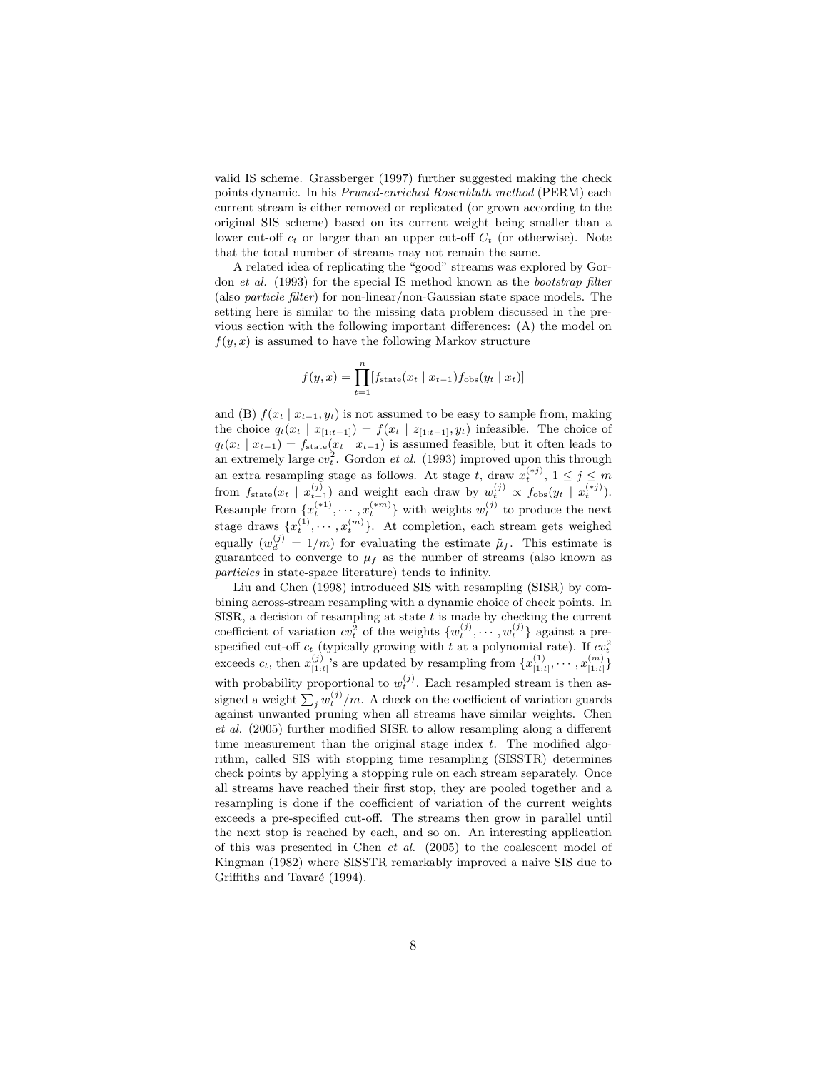valid IS scheme. Grassberger (1997) further suggested making the check points dynamic. In his *Pruned-enriched Rosenbluth method* (PERM) each current stream is either removed or replicated (or grown according to the original SIS scheme) based on its current weight being smaller than a lower cut-off $c_t$ or larger than an upper cut-off $C_t$ (or otherwise). Note that the total number of streams may not remain the same.

A related idea of replicating the "good" streams was explored by Gordon *et al.* (1993) for the special IS method known as the *bootstrap filter* (also *particle filter*) for non-linear/non-Gaussian state space models. The setting here is similar to the missing data problem discussed in the previous section with the following important differences: (A) the model on $f(y, x)$ is assumed to have the following Markov structure

$$f(y, x) = \prod_{t=1}^{n} [f_{\text{state}}(x_t \mid x_{t-1}) f_{\text{obs}}(y_t \mid x_t)]$$

and (B) $f(x_t \mid x_{t-1}, y_t)$ is not assumed to be easy to sample from, making the choice $q_t(x_t \mid x_{[1:t-1]}) = f(x_t \mid z_{[1:t-1]}, y_t)$ infeasible. The choice of $q_t(x_t \mid x_{t-1}) = f_{\text{state}}(x_t \mid x_{t-1})$ is assumed feasible, but it often leads to an extremely large $cv_t^2$. Gordon *et al.* (1993) improved upon this through an extra resampling stage as follows. At stage $t$, draw $x_t^{(*j)}$, $1 \leq j \leq m$ from $f_{\text{state}}(x_t \mid x_{t-1}^{(j)})$ and weight each draw by $w_t^{(j)} \propto f_{\text{obs}}(y_t \mid x_t^{(*j)})$. Resample from $\{x_t^{(*1)}, \cdots, x_t^{(*m)}\}$ with weights $w_t^{(j)}$ to produce the next stage draws $\{x_t^{(1)}, \cdots, x_t^{(m)}\}$. At completion, each stream gets weighed equally ($w_d^{(j)} = 1/m$) for evaluating the estimate $\tilde{\mu}_f$. This estimate is guaranteed to converge to $\mu_f$ as the number of streams (also known as *particles* in state-space literature) tends to infinity.

Liu and Chen (1998) introduced SIS with resampling (SISR) by combining across-stream resampling with a dynamic choice of check points. In SISR, a decision of resampling at state $t$ is made by checking the current coefficient of variation $cv_t^2$ of the weights $\{w_t^{(j)}, \cdots, w_t^{(j)}\}$ against a pre-specified cut-off $c_t$ (typically growing with $t$ at a polynomial rate). If $cv_t^2$ exceeds $c_t$, then $x_{[1:t]}^{(j)}$'s are updated by resampling from $\{x_{[1:t]}^{(1)}, \cdots, x_{[1:t]}^{(m)}\}$ with probability proportional to $w_t^{(j)}$. Each resampled stream is then assigned a weight $\sum_j w_t^{(j)}/m$. A check on the coefficient of variation guards against unwanted pruning when all streams have similar weights. Chen *et al.* (2005) further modified SISR to allow resampling along a different time measurement than the original stage index $t$. The modified algorithm, called SIS with stopping time resampling (SISSTR) determines check points by applying a stopping rule on each stream separately. Once all streams have reached their first stop, they are pooled together and a resampling is done if the coefficient of variation of the current weights exceeds a pre-specified cut-off. The streams then grow in parallel until the next stop is reached by each, and so on. An interesting application of this was presented in Chen *et al.* (2005) to the coalescent model of Kingman (1982) where SISSTR remarkably improved a naive SIS due to Griffiths and Tavaré (1994).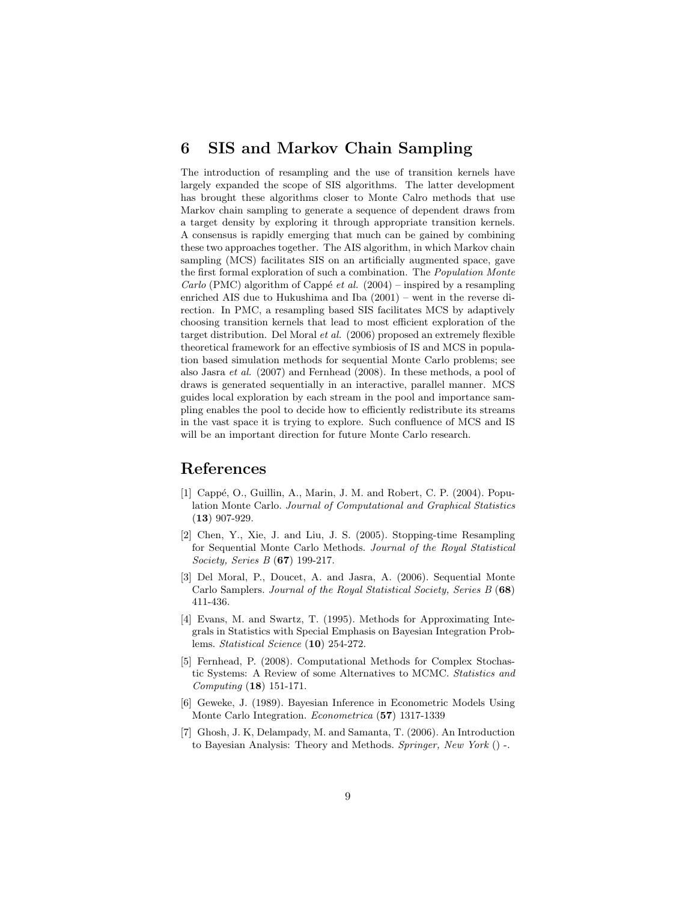## 6 SIS and Markov Chain Sampling

The introduction of resampling and the use of transition kernels have largely expanded the scope of SIS algorithms. The latter development has brought these algorithms closer to Monte Calro methods that use Markov chain sampling to generate a sequence of dependent draws from a target density by exploring it through appropriate transition kernels. A consensus is rapidly emerging that much can be gained by combining these two approaches together. The AIS algorithm, in which Markov chain sampling (MCS) facilitates SIS on an artificially augmented space, gave the first formal exploration of such a combination. The *Population Monte Carlo* (PMC) algorithm of Cappé *et al.* (2004) – inspired by a resampling enriched AIS due to Hukushima and Iba (2001) – went in the reverse direction. In PMC, a resampling based SIS facilitates MCS by adaptively choosing transition kernels that lead to most efficient exploration of the target distribution. Del Moral *et al.* (2006) proposed an extremely flexible theoretical framework for an effective symbiosis of IS and MCS in population based simulation methods for sequential Monte Carlo problems; see also Jasra *et al.* (2007) and Fernhead (2008). In these methods, a pool of draws is generated sequentially in an interactive, parallel manner. MCS guides local exploration by each stream in the pool and importance sampling enables the pool to decide how to efficiently redistribute its streams in the vast space it is trying to explore. Such confluence of MCS and IS will be an important direction for future Monte Carlo research.

## References

[1] Cappé, O., Guillin, A., Marin, J. M. and Robert, C. P. (2004). Population Monte Carlo. *Journal of Computational and Graphical Statistics* (**13**) 907-929.

[2] Chen, Y., Xie, J. and Liu, J. S. (2005). Stopping-time Resampling for Sequential Monte Carlo Methods. *Journal of the Royal Statistical Society, Series B* (**67**) 199-217.

[3] Del Moral, P., Doucet, A. and Jasra, A. (2006). Sequential Monte Carlo Samplers. *Journal of the Royal Statistical Society, Series B* (**68**) 411-436.

[4] Evans, M. and Swartz, T. (1995). Methods for Approximating Integrals in Statistics with Special Emphasis on Bayesian Integration Problems. *Statistical Science* (**10**) 254-272.

[5] Fernhead, P. (2008). Computational Methods for Complex Stochastic Systems: A Review of some Alternatives to MCMC. *Statistics and Computing* (**18**) 151-171.

[6] Geweke, J. (1989). Bayesian Inference in Econometric Models Using Monte Carlo Integration. *Econometrica* (**57**) 1317-1339

[7] Ghosh, J. K, Delampady, M. and Samanta, T. (2006). An Introduction to Bayesian Analysis: Theory and Methods. *Springer, New York* () -.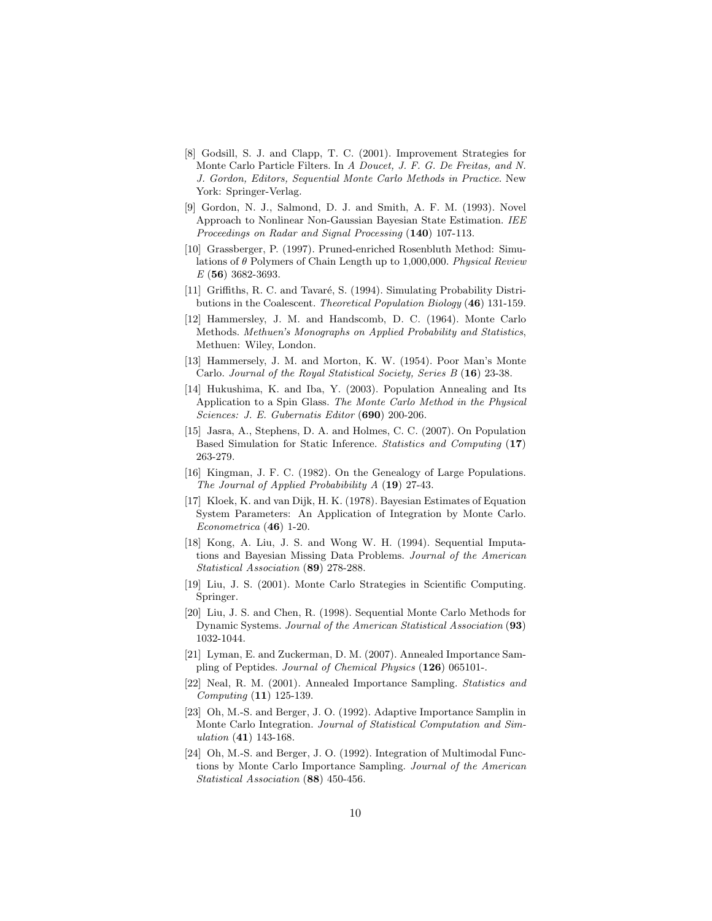[8] Godsill, S. J. and Clapp, T. C. (2001). Improvement Strategies for Monte Carlo Particle Filters. In *A Doucet, J. F. G. De Freitas, and N. J. Gordon, Editors, Sequential Monte Carlo Methods in Practice*. New York: Springer-Verlag.

[9] Gordon, N. J., Salmond, D. J. and Smith, A. F. M. (1993). Novel Approach to Nonlinear Non-Gaussian Bayesian State Estimation. *IEE Proceedings on Radar and Signal Processing* (**140**) 107-113.

[10] Grassberger, P. (1997). Pruned-enriched Rosenbluth Method: Simulations of $\theta$ Polymers of Chain Length up to 1,000,000. *Physical Review E* (**56**) 3682-3693.

[11] Griffiths, R. C. and Tavaré, S. (1994). Simulating Probability Distributions in the Coalescent. *Theoretical Population Biology* (**46**) 131-159.

[12] Hammersley, J. M. and Handscomb, D. C. (1964). Monte Carlo Methods. *Methuen's Monographs on Applied Probability and Statistics*, Methuen: Wiley, London.

[13] Hammersely, J. M. and Morton, K. W. (1954). Poor Man's Monte Carlo. *Journal of the Royal Statistical Society, Series B* (**16**) 23-38.

[14] Hukushima, K. and Iba, Y. (2003). Population Annealing and Its Application to a Spin Glass. *The Monte Carlo Method in the Physical Sciences: J. E. Gubernatis Editor* (**690**) 200-206.

[15] Jasra, A., Stephens, D. A. and Holmes, C. C. (2007). On Population Based Simulation for Static Inference. *Statistics and Computing* (**17**) 263-279.

[16] Kingman, J. F. C. (1982). On the Genealogy of Large Populations. *The Journal of Applied Probabibility A* (**19**) 27-43.

[17] Kloek, K. and van Dijk, H. K. (1978). Bayesian Estimates of Equation System Parameters: An Application of Integration by Monte Carlo. *Econometrica* (**46**) 1-20.

[18] Kong, A. Liu, J. S. and Wong W. H. (1994). Sequential Imputations and Bayesian Missing Data Problems. *Journal of the American Statistical Association* (**89**) 278-288.

[19] Liu, J. S. (2001). Monte Carlo Strategies in Scientific Computing. Springer.

[20] Liu, J. S. and Chen, R. (1998). Sequential Monte Carlo Methods for Dynamic Systems. *Journal of the American Statistical Association* (**93**) 1032-1044.

[21] Lyman, E. and Zuckerman, D. M. (2007). Annealed Importance Sampling of Peptides. *Journal of Chemical Physics* (**126**) 065101-.

[22] Neal, R. M. (2001). Annealed Importance Sampling. *Statistics and Computing* (**11**) 125-139.

[23] Oh, M.-S. and Berger, J. O. (1992). Adaptive Importance Samplin in Monte Carlo Integration. *Journal of Statistical Computation and Simulation* (**41**) 143-168.

[24] Oh, M.-S. and Berger, J. O. (1992). Integration of Multimodal Functions by Monte Carlo Importance Sampling. *Journal of the American Statistical Association* (**88**) 450-456.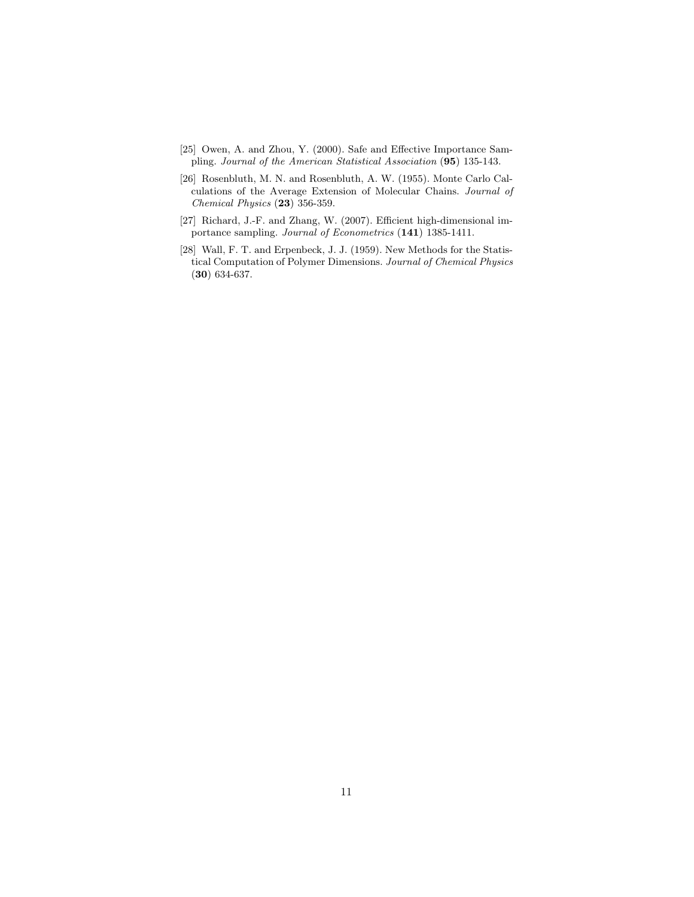[25] Owen, A. and Zhou, Y. (2000). Safe and Effective Importance Sampling. *Journal of the American Statistical Association* (**95**) 135-143.

[26] Rosenbluth, M. N. and Rosenbluth, A. W. (1955). Monte Carlo Calculations of the Average Extension of Molecular Chains. *Journal of Chemical Physics* (**23**) 356-359.

[27] Richard, J.-F. and Zhang, W. (2007). Efficient high-dimensional importance sampling. *Journal of Econometrics* (**141**) 1385-1411.

[28] Wall, F. T. and Erpenbeck, J. J. (1959). New Methods for the Statistical Computation of Polymer Dimensions. *Journal of Chemical Physics* (**30**) 634-637.